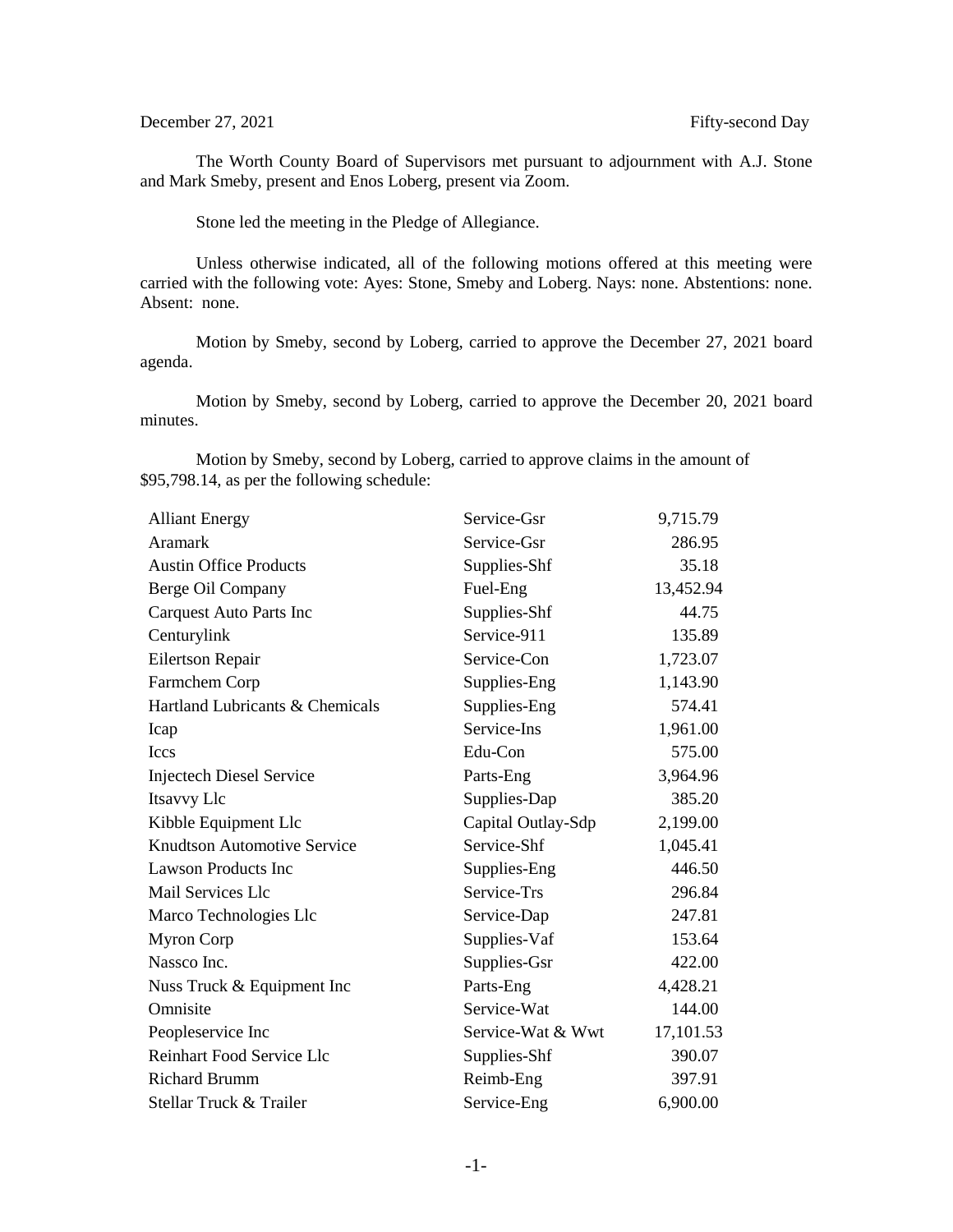December 27, 2021 Fifty-second Day

The Worth County Board of Supervisors met pursuant to adjournment with A.J. Stone and Mark Smeby, present and Enos Loberg, present via Zoom.

Stone led the meeting in the Pledge of Allegiance.

Unless otherwise indicated, all of the following motions offered at this meeting were carried with the following vote: Ayes: Stone, Smeby and Loberg. Nays: none. Abstentions: none. Absent: none.

Motion by Smeby, second by Loberg, carried to approve the December 27, 2021 board agenda.

Motion by Smeby, second by Loberg, carried to approve the December 20, 2021 board minutes.

Motion by Smeby, second by Loberg, carried to approve claims in the amount of $95,798.14, as per the following schedule:

| | | |
|---|---|---|
| Alliant Energy | Service-Gsr | 9,715.79 |
| Aramark | Service-Gsr | 286.95 |
| Austin Office Products | Supplies-Shf | 35.18 |
| Berge Oil Company | Fuel-Eng | 13,452.94 |
| Carquest Auto Parts Inc | Supplies-Shf | 44.75 |
| Centurylink | Service-911 | 135.89 |
| Eilertson Repair | Service-Con | 1,723.07 |
| Farmchem Corp | Supplies-Eng | 1,143.90 |
| Hartland Lubricants & Chemicals | Supplies-Eng | 574.41 |
| Icap | Service-Ins | 1,961.00 |
| Iccs | Edu-Con | 575.00 |
| Injectech Diesel Service | Parts-Eng | 3,964.96 |
| Itsavvy Llc | Supplies-Dap | 385.20 |
| Kibble Equipment Llc | Capital Outlay-Sdp | 2,199.00 |
| Knudtson Automotive Service | Service-Shf | 1,045.41 |
| Lawson Products Inc | Supplies-Eng | 446.50 |
| Mail Services Llc | Service-Trs | 296.84 |
| Marco Technologies Llc | Service-Dap | 247.81 |
| Myron Corp | Supplies-Vaf | 153.64 |
| Nassco Inc. | Supplies-Gsr | 422.00 |
| Nuss Truck & Equipment Inc | Parts-Eng | 4,428.21 |
| Omnisite | Service-Wat | 144.00 |
| Peopleservice Inc | Service-Wat & Wwt | 17,101.53 |
| Reinhart Food Service Llc | Supplies-Shf | 390.07 |
| Richard Brumm | Reimb-Eng | 397.91 |
| Stellar Truck & Trailer | Service-Eng | 6,900.00 |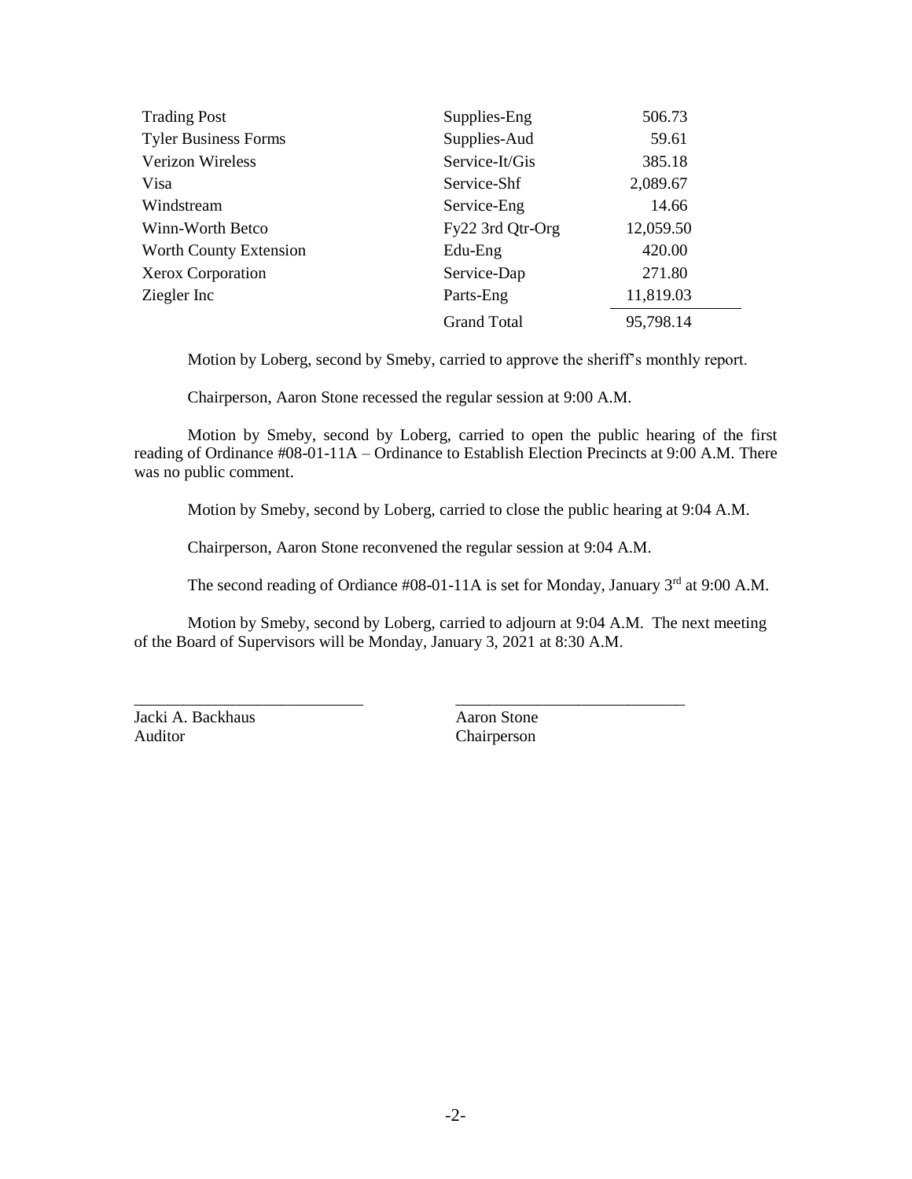| | | |
|---|---|---|
| Trading Post | Supplies-Eng | 506.73 |
| Tyler Business Forms | Supplies-Aud | 59.61 |
| Verizon Wireless | Service-It/Gis | 385.18 |
| Visa | Service-Shf | 2,089.67 |
| Windstream | Service-Eng | 14.66 |
| Winn-Worth Betco | Fy22 3rd Qtr-Org | 12,059.50 |
| Worth County Extension | Edu-Eng | 420.00 |
| Xerox Corporation | Service-Dap | 271.80 |
| Ziegler Inc | Parts-Eng | 11,819.03 |
| | Grand Total | 95,798.14 |

Motion by Loberg, second by Smeby, carried to approve the sheriff's monthly report.

Chairperson, Aaron Stone recessed the regular session at 9:00 A.M.

Motion by Smeby, second by Loberg, carried to open the public hearing of the first reading of Ordinance #08-01-11A – Ordinance to Establish Election Precincts at 9:00 A.M. There was no public comment.

Motion by Smeby, second by Loberg, carried to close the public hearing at 9:04 A.M.

Chairperson, Aaron Stone reconvened the regular session at 9:04 A.M.

The second reading of Ordiance #08-01-11A is set for Monday, January 3rd at 9:00 A.M.

Motion by Smeby, second by Loberg, carried to adjourn at 9:04 A.M. The next meeting of the Board of Supervisors will be Monday, January 3, 2021 at 8:30 A.M.

\_\_\_\_\_\_\_\_\_\_\_\_\_\_\_\_\_\_\_\_\_\_\_\_\_\_\_\_ \_\_\_\_\_\_\_\_\_\_\_\_\_\_\_\_\_\_\_\_\_\_\_\_\_\_\_\_

Jacki A. Backhaus
Auditor

Aaron Stone
Chairperson